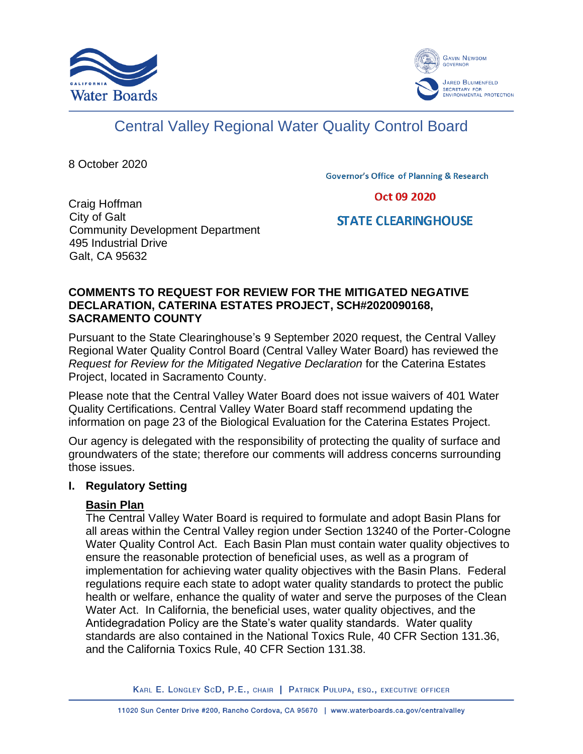California Water Boards

Gavin Newsom, Governor
Jared Blumenfeld, Secretary for Environmental Protection

# Central Valley Regional Water Quality Control Board

8 October 2020

Governor's Office of Planning & Research

Oct 09 2020

STATE CLEARINGHOUSE

Craig Hoffman
City of Galt
Community Development Department
495 Industrial Drive
Galt, CA 95632

**COMMENTS TO REQUEST FOR REVIEW FOR THE MITIGATED NEGATIVE DECLARATION, CATERINA ESTATES PROJECT, SCH#2020090168, SACRAMENTO COUNTY**

Pursuant to the State Clearinghouse's 9 September 2020 request, the Central Valley Regional Water Quality Control Board (Central Valley Water Board) has reviewed the *Request for Review for the Mitigated Negative Declaration* for the Caterina Estates Project, located in Sacramento County.

Please note that the Central Valley Water Board does not issue waivers of 401 Water Quality Certifications. Central Valley Water Board staff recommend updating the information on page 23 of the Biological Evaluation for the Caterina Estates Project.

Our agency is delegated with the responsibility of protecting the quality of surface and groundwaters of the state; therefore our comments will address concerns surrounding those issues.

## I. Regulatory Setting

### Basin Plan

The Central Valley Water Board is required to formulate and adopt Basin Plans for all areas within the Central Valley region under Section 13240 of the Porter-Cologne Water Quality Control Act. Each Basin Plan must contain water quality objectives to ensure the reasonable protection of beneficial uses, as well as a program of implementation for achieving water quality objectives with the Basin Plans. Federal regulations require each state to adopt water quality standards to protect the public health or welfare, enhance the quality of water and serve the purposes of the Clean Water Act. In California, the beneficial uses, water quality objectives, and the Antidegradation Policy are the State's water quality standards. Water quality standards are also contained in the National Toxics Rule, 40 CFR Section 131.36, and the California Toxics Rule, 40 CFR Section 131.38.

Karl E. Longley ScD, P.E., Chair | Patrick Pulupa, Esq., Executive Officer

11020 Sun Center Drive #200, Rancho Cordova, CA 95670 | www.waterboards.ca.gov/centralvalley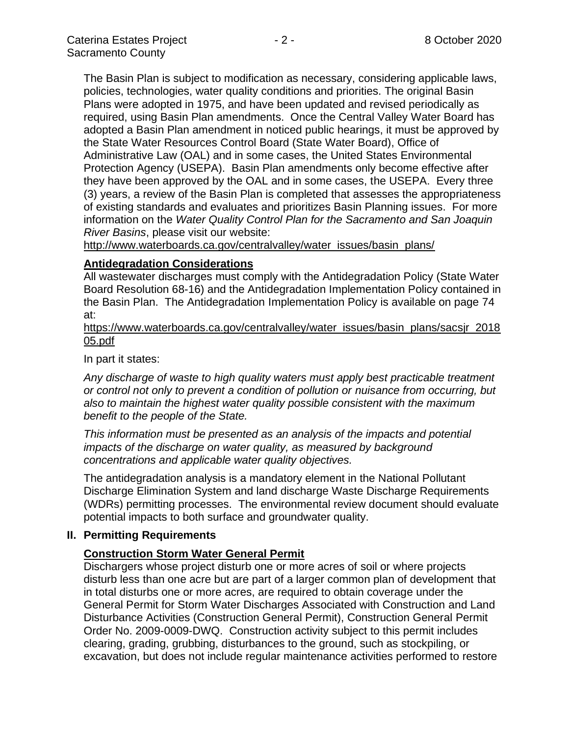The Basin Plan is subject to modification as necessary, considering applicable laws, policies, technologies, water quality conditions and priorities. The original Basin Plans were adopted in 1975, and have been updated and revised periodically as required, using Basin Plan amendments. Once the Central Valley Water Board has adopted a Basin Plan amendment in noticed public hearings, it must be approved by the State Water Resources Control Board (State Water Board), Office of Administrative Law (OAL) and in some cases, the United States Environmental Protection Agency (USEPA). Basin Plan amendments only become effective after they have been approved by the OAL and in some cases, the USEPA. Every three (3) years, a review of the Basin Plan is completed that assesses the appropriateness of existing standards and evaluates and prioritizes Basin Planning issues. For more information on the *Water Quality Control Plan for the Sacramento and San Joaquin River Basins*, please visit our website:
http://www.waterboards.ca.gov/centralvalley/water_issues/basin_plans/

### Antidegradation Considerations

All wastewater discharges must comply with the Antidegradation Policy (State Water Board Resolution 68-16) and the Antidegradation Implementation Policy contained in the Basin Plan. The Antidegradation Implementation Policy is available on page 74 at:
https://www.waterboards.ca.gov/centralvalley/water_issues/basin_plans/sacsjr_201805.pdf

In part it states:

*Any discharge of waste to high quality waters must apply best practicable treatment or control not only to prevent a condition of pollution or nuisance from occurring, but also to maintain the highest water quality possible consistent with the maximum benefit to the people of the State.*

*This information must be presented as an analysis of the impacts and potential impacts of the discharge on water quality, as measured by background concentrations and applicable water quality objectives.*

The antidegradation analysis is a mandatory element in the National Pollutant Discharge Elimination System and land discharge Waste Discharge Requirements (WDRs) permitting processes. The environmental review document should evaluate potential impacts to both surface and groundwater quality.

## II. Permitting Requirements

### Construction Storm Water General Permit

Dischargers whose project disturb one or more acres of soil or where projects disturb less than one acre but are part of a larger common plan of development that in total disturbs one or more acres, are required to obtain coverage under the General Permit for Storm Water Discharges Associated with Construction and Land Disturbance Activities (Construction General Permit), Construction General Permit Order No. 2009-0009-DWQ. Construction activity subject to this permit includes clearing, grading, grubbing, disturbances to the ground, such as stockpiling, or excavation, but does not include regular maintenance activities performed to restore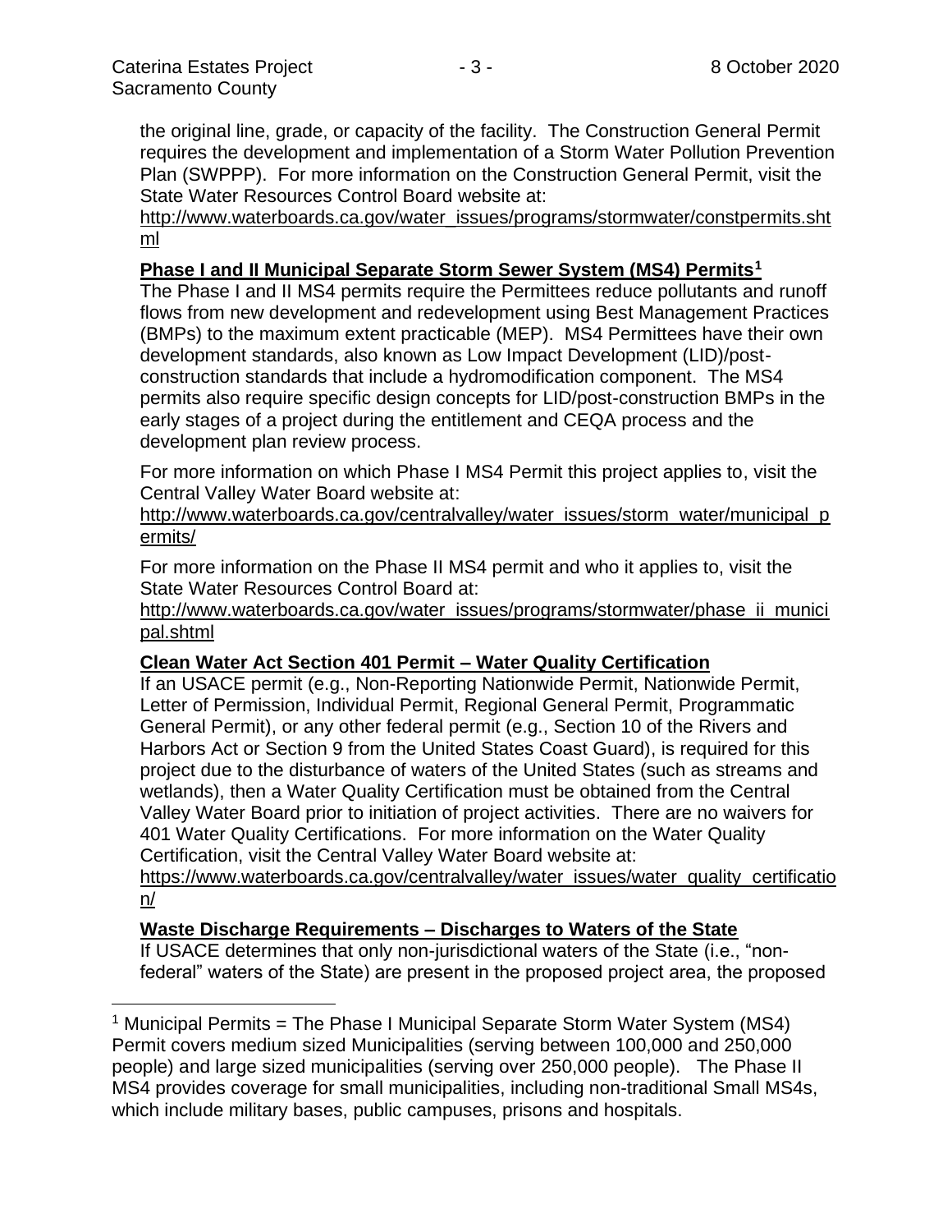the original line, grade, or capacity of the facility. The Construction General Permit requires the development and implementation of a Storm Water Pollution Prevention Plan (SWPPP). For more information on the Construction General Permit, visit the State Water Resources Control Board website at: http://www.waterboards.ca.gov/water_issues/programs/stormwater/constpermits.shtml

**Phase I and II Municipal Separate Storm Sewer System (MS4) Permits**[1]

The Phase I and II MS4 permits require the Permittees reduce pollutants and runoff flows from new development and redevelopment using Best Management Practices (BMPs) to the maximum extent practicable (MEP). MS4 Permittees have their own development standards, also known as Low Impact Development (LID)/post-construction standards that include a hydromodification component. The MS4 permits also require specific design concepts for LID/post-construction BMPs in the early stages of a project during the entitlement and CEQA process and the development plan review process.

For more information on which Phase I MS4 Permit this project applies to, visit the Central Valley Water Board website at: http://www.waterboards.ca.gov/centralvalley/water_issues/storm_water/municipal_permits/

For more information on the Phase II MS4 permit and who it applies to, visit the State Water Resources Control Board at: http://www.waterboards.ca.gov/water_issues/programs/stormwater/phase_ii_municipal.shtml

**Clean Water Act Section 401 Permit – Water Quality Certification**

If an USACE permit (e.g., Non-Reporting Nationwide Permit, Nationwide Permit, Letter of Permission, Individual Permit, Regional General Permit, Programmatic General Permit), or any other federal permit (e.g., Section 10 of the Rivers and Harbors Act or Section 9 from the United States Coast Guard), is required for this project due to the disturbance of waters of the United States (such as streams and wetlands), then a Water Quality Certification must be obtained from the Central Valley Water Board prior to initiation of project activities. There are no waivers for 401 Water Quality Certifications. For more information on the Water Quality Certification, visit the Central Valley Water Board website at: https://www.waterboards.ca.gov/centralvalley/water_issues/water_quality_certification/

**Waste Discharge Requirements – Discharges to Waters of the State**

If USACE determines that only non-jurisdictional waters of the State (i.e., "non-federal" waters of the State) are present in the proposed project area, the proposed

[1] Municipal Permits = The Phase I Municipal Separate Storm Water System (MS4) Permit covers medium sized Municipalities (serving between 100,000 and 250,000 people) and large sized municipalities (serving over 250,000 people). The Phase II MS4 provides coverage for small municipalities, including non-traditional Small MS4s, which include military bases, public campuses, prisons and hospitals.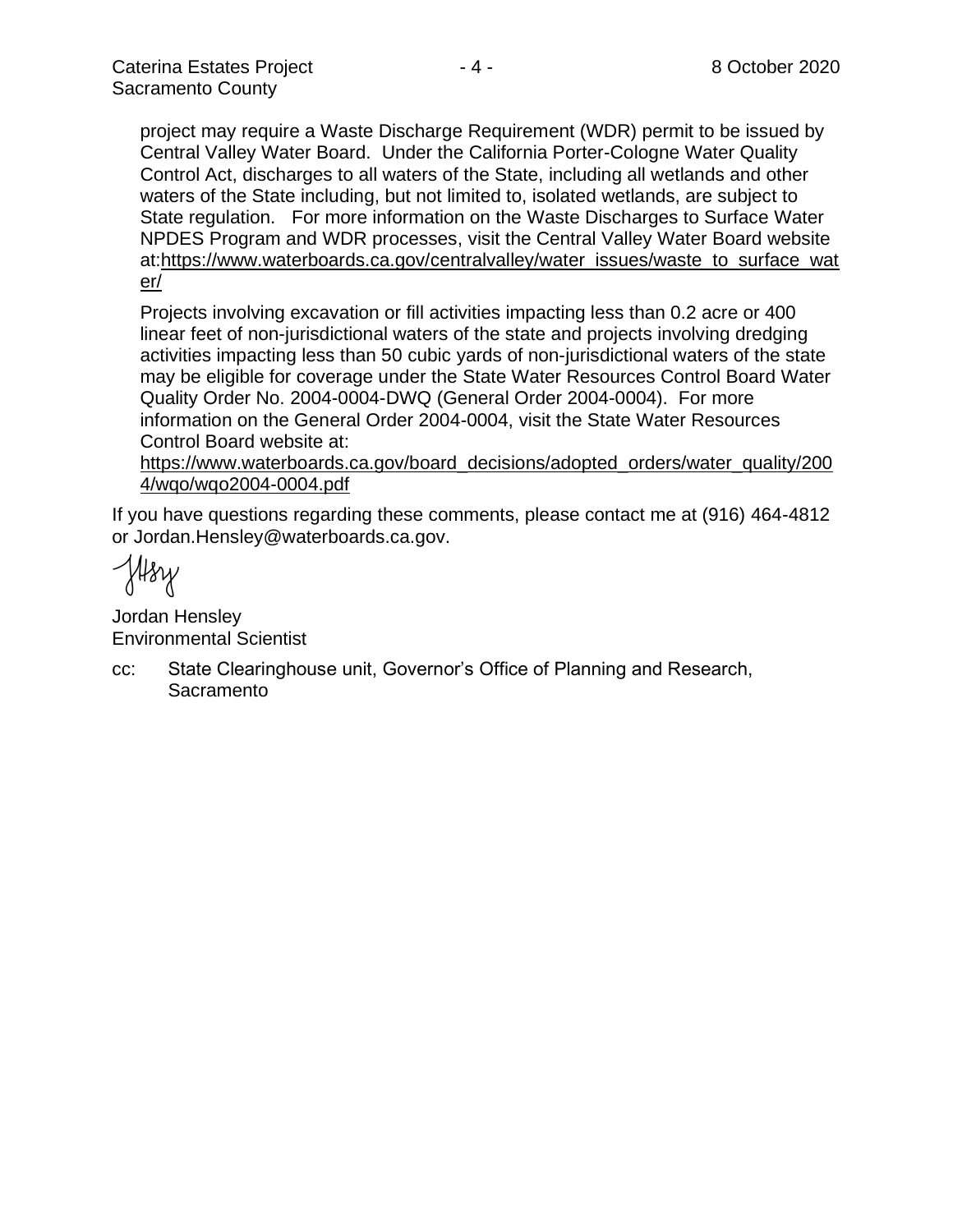project may require a Waste Discharge Requirement (WDR) permit to be issued by Central Valley Water Board. Under the California Porter-Cologne Water Quality Control Act, discharges to all waters of the State, including all wetlands and other waters of the State including, but not limited to, isolated wetlands, are subject to State regulation. For more information on the Waste Discharges to Surface Water NPDES Program and WDR processes, visit the Central Valley Water Board website at:https://www.waterboards.ca.gov/centralvalley/water_issues/waste_to_surface_water/

Projects involving excavation or fill activities impacting less than 0.2 acre or 400 linear feet of non-jurisdictional waters of the state and projects involving dredging activities impacting less than 50 cubic yards of non-jurisdictional waters of the state may be eligible for coverage under the State Water Resources Control Board Water Quality Order No. 2004-0004-DWQ (General Order 2004-0004). For more information on the General Order 2004-0004, visit the State Water Resources Control Board website at: https://www.waterboards.ca.gov/board_decisions/adopted_orders/water_quality/2004/wqo/wqo2004-0004.pdf

If you have questions regarding these comments, please contact me at (916) 464-4812 or Jordan.Hensley@waterboards.ca.gov.

Jordan Hensley
Environmental Scientist

cc: State Clearinghouse unit, Governor's Office of Planning and Research, Sacramento